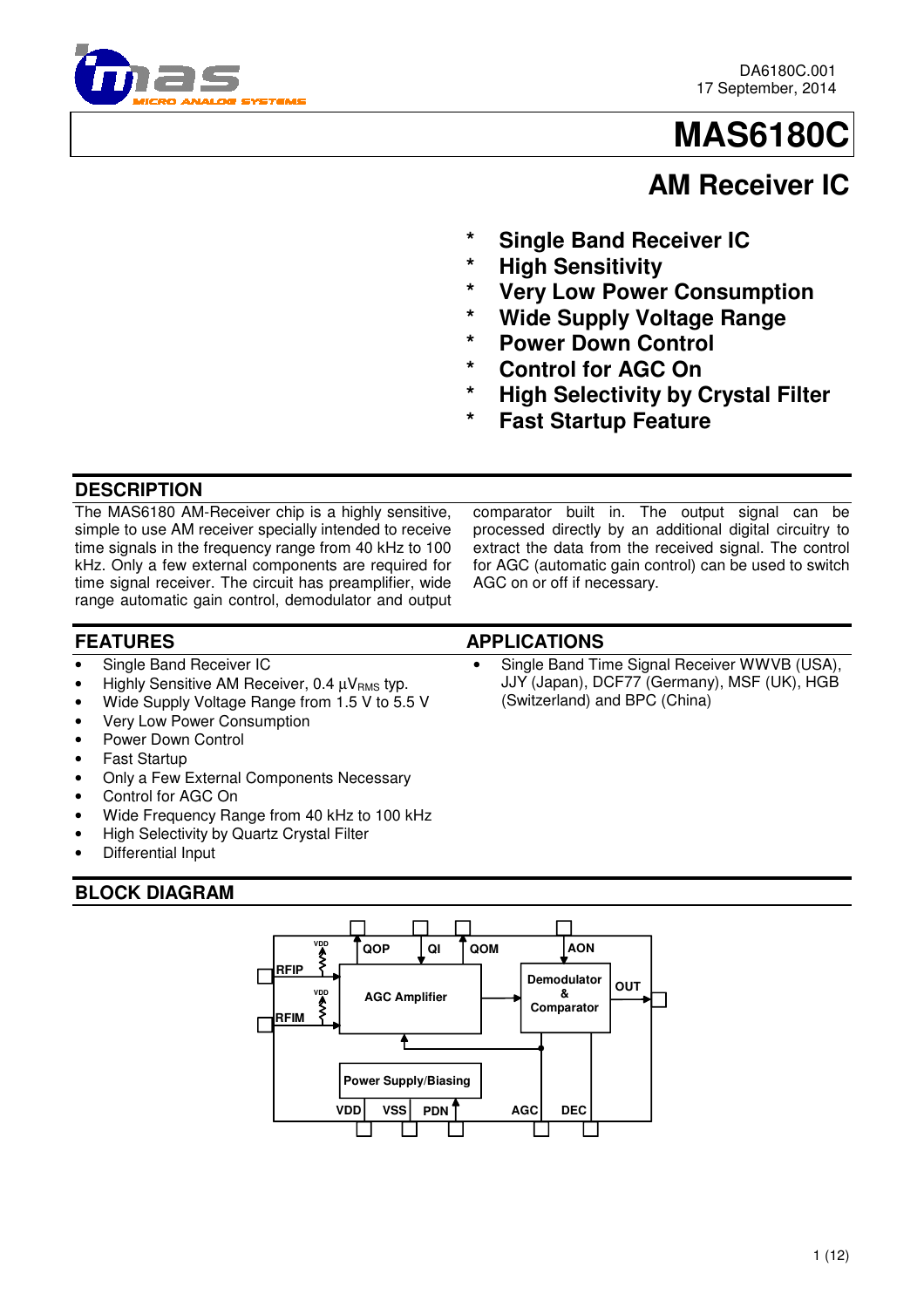DA6180C.001
17 September, 2014

# MAS6180C

## AM Receiver IC

- \* **Single Band Receiver IC**
- \* **High Sensitivity**
- \* **Very Low Power Consumption**
- \* **Wide Supply Voltage Range**
- \* **Power Down Control**
- \* **Control for AGC On**
- \* **High Selectivity by Crystal Filter**
- \* **Fast Startup Feature**

## DESCRIPTION

The MAS6180 AM-Receiver chip is a highly sensitive, simple to use AM receiver specially intended to receive time signals in the frequency range from 40 kHz to 100 kHz. Only a few external components are required for time signal receiver. The circuit has preamplifier, wide range automatic gain control, demodulator and output comparator built in. The output signal can be processed directly by an additional digital circuitry to extract the data from the received signal. The control for AGC (automatic gain control) can be used to switch AGC on or off if necessary.

## FEATURES

- Single Band Receiver IC
- Highly Sensitive AM Receiver, 0.4 $\mu V_{RMS}$ typ.
- Wide Supply Voltage Range from 1.5 V to 5.5 V
- Very Low Power Consumption
- Power Down Control
- Fast Startup
- Only a Few External Components Necessary
- Control for AGC On
- Wide Frequency Range from 40 kHz to 100 kHz
- High Selectivity by Quartz Crystal Filter
- Differential Input

## APPLICATIONS

- Single Band Time Signal Receiver WWVB (USA), JJY (Japan), DCF77 (Germany), MSF (UK), HGB (Switzerland) and BPC (China)

## BLOCK DIAGRAM

RFIP, RFIM, VDD, QOP, QI, QOM, AON, AGC Amplifier, Demodulator & Comparator, OUT, Power Supply/Biasing, VDD, VSS, PDN, AGC, DEC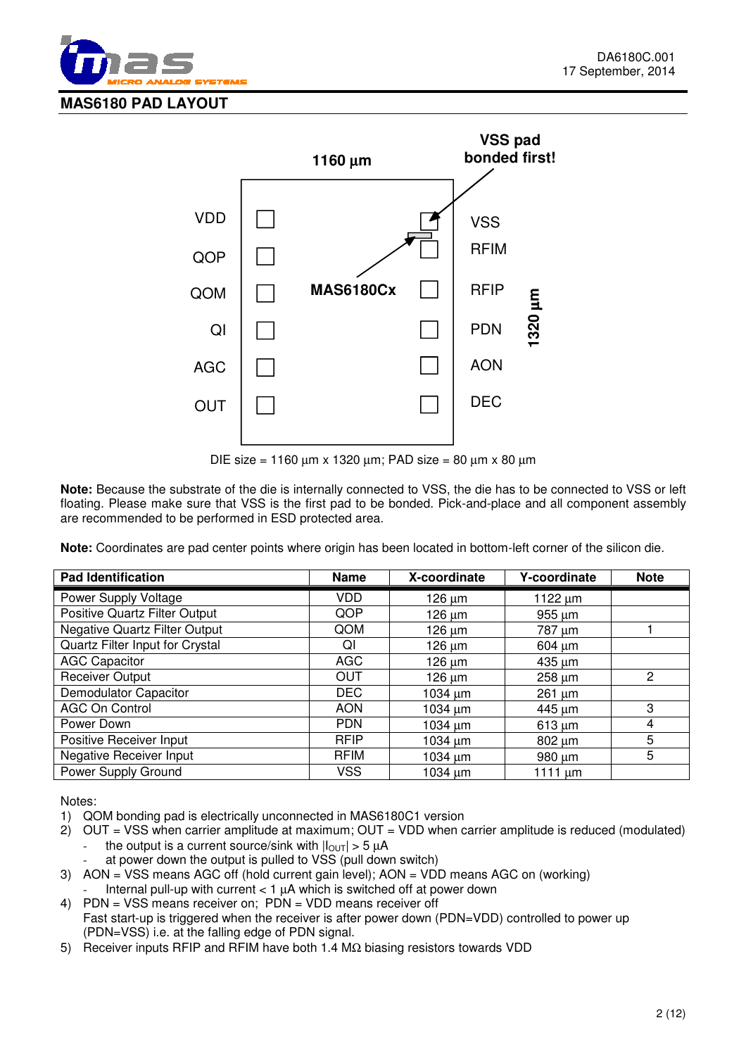## MAS6180 PAD LAYOUT

1160 µm

VSS pad bonded first!

| VDD | | VSS |
|---|---|---|
| QOP | | RFIM |
| QOM | MAS6180Cx | RFIP |
| QI | | PDN |
| AGC | | AON |
| OUT | | DEC |

1320 µm

DIE size = 1160 µm x 1320 µm; PAD size = 80 µm x 80 µm

**Note:** Because the substrate of the die is internally connected to VSS, the die has to be connected to VSS or left floating. Please make sure that VSS is the first pad to be bonded. Pick-and-place and all component assembly are recommended to be performed in ESD protected area.

**Note:** Coordinates are pad center points where origin has been located in bottom-left corner of the silicon die.

| Pad Identification | Name | X-coordinate | Y-coordinate | Note |
|---|---|---|---|---|
| Power Supply Voltage | VDD | 126 µm | 1122 µm | |
| Positive Quartz Filter Output | QOP | 126 µm | 955 µm | |
| Negative Quartz Filter Output | QOM | 126 µm | 787 µm | 1 |
| Quartz Filter Input for Crystal | QI | 126 µm | 604 µm | |
| AGC Capacitor | AGC | 126 µm | 435 µm | |
| Receiver Output | OUT | 126 µm | 258 µm | 2 |
| Demodulator Capacitor | DEC | 1034 µm | 261 µm | |
| AGC On Control | AON | 1034 µm | 445 µm | 3 |
| Power Down | PDN | 1034 µm | 613 µm | 4 |
| Positive Receiver Input | RFIP | 1034 µm | 802 µm | 5 |
| Negative Receiver Input | RFIM | 1034 µm | 980 µm | 5 |
| Power Supply Ground | VSS | 1034 µm | 1111 µm | |

Notes:

1) QOM bonding pad is electrically unconnected in MAS6180C1 version
2) OUT = VSS when carrier amplitude at maximum; OUT = VDD when carrier amplitude is reduced (modulated)
   - the output is a current source/sink with $|I_{OUT}| > 5$ µA
   - at power down the output is pulled to VSS (pull down switch)
3) AON = VSS means AGC off (hold current gain level); AON = VDD means AGC on (working)
   - Internal pull-up with current < 1 µA which is switched off at power down
4) PDN = VSS means receiver on; PDN = VDD means receiver off
   Fast start-up is triggered when the receiver is after power down (PDN=VDD) controlled to power up (PDN=VSS) i.e. at the falling edge of PDN signal.
5) Receiver inputs RFIP and RFIM have both 1.4 MΩ biasing resistors towards VDD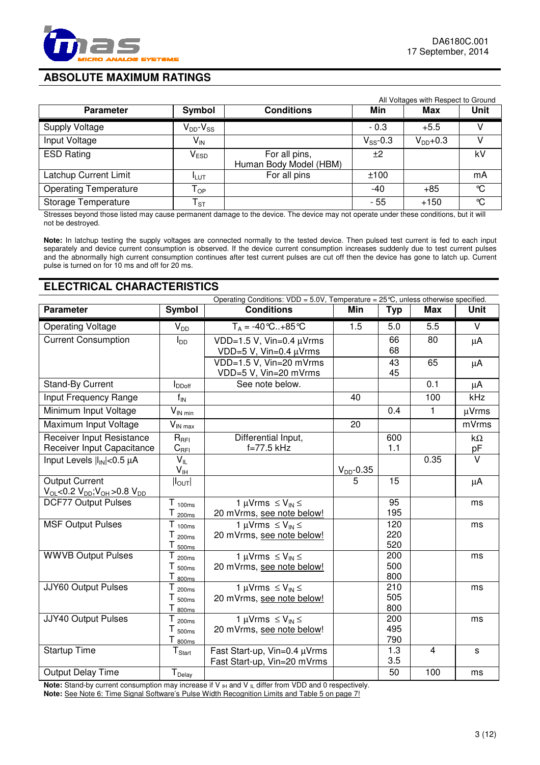## ABSOLUTE MAXIMUM RATINGS

All Voltages with Respect to Ground

| Parameter | Symbol | Conditions | Min | Max | Unit |
|---|---|---|---|---|---|
| Supply Voltage | $V_{DD}$-$V_{SS}$ | | - 0.3 | +5.5 | V |
| Input Voltage | $V_{IN}$ | | $V_{SS}$-0.3 | $V_{DD}$+0.3 | V |
| ESD Rating | $V_{ESD}$ | For all pins, Human Body Model (HBM) | ±2 | | kV |
| Latchup Current Limit | $I_{LUT}$ | For all pins | ±100 | | mA |
| Operating Temperature | $T_{OP}$ | | -40 | +85 | °C |
| Storage Temperature | $T_{ST}$ | | - 55 | +150 | °C |

Stresses beyond those listed may cause permanent damage to the device. The device may not operate under these conditions, but it will not be destroyed.

**Note:** In latchup testing the supply voltages are connected normally to the tested device. Then pulsed test current is fed to each input separately and device current consumption is observed. If the device current consumption increases suddenly due to test current pulses and the abnormally high current consumption continues after test current pulses are cut off then the device has gone to latch up. Current pulse is turned on for 10 ms and off for 20 ms.

## ELECTRICAL CHARACTERISTICS

Operating Conditions: VDD = 5.0V, Temperature = 25°C, unless otherwise specified.

| Parameter | Symbol | Conditions | Min | Typ | Max | Unit |
|---|---|---|---|---|---|---|
| Operating Voltage | $V_{DD}$ | $T_A$ = -40°C..+85°C | 1.5 | 5.0 | 5.5 | V |
| Current Consumption | $I_{DD}$ | VDD=1.5 V, Vin=0.4 µVrms<br>VDD=5 V, Vin=0.4 µVrms | | 66<br>68 | 80 | µA |
| | | VDD=1.5 V, Vin=20 mVrms<br>VDD=5 V, Vin=20 mVrms | | 43<br>45 | 65 | µA |
| Stand-By Current | $I_{DDoff}$ | See note below. | | | 0.1 | µA |
| Input Frequency Range | $f_{IN}$ | | 40 | | 100 | kHz |
| Minimum Input Voltage | $V_{IN\ min}$ | | | 0.4 | 1 | µVrms |
| Maximum Input Voltage | $V_{IN\ max}$ | | 20 | | | mVrms |
| Receiver Input Resistance<br>Receiver Input Capacitance | $R_{RFI}$<br>$C_{RFI}$ | Differential Input, f=77.5 kHz | | 600<br>1.1 | | kΩ<br>pF |
| Input Levels $\|I_{IN}\|$<0.5 µA | $V_{IL}$<br>$V_{IH}$ | | <br>$V_{DD}$-0.35 | | 0.35 | V |
| Output Current<br>$V_{OL}<0.2\ V_{DD}$;$V_{OH}>0.8\ V_{DD}$ | $\|I_{OUT}\|$ | | 5 | 15 | | µA |
| DCF77 Output Pulses | $T_{100ms}$<br>$T_{200ms}$ | 1 µVrms ≤ $V_{IN}$ ≤ 20 mVrms, see note below! | | 95<br>195 | | ms |
| MSF Output Pulses | $T_{100ms}$<br>$T_{200ms}$<br>$T_{500ms}$ | 1 µVrms ≤ $V_{IN}$ ≤ 20 mVrms, see note below! | | 120<br>220<br>520 | | ms |
| WWVB Output Pulses | $T_{200ms}$<br>$T_{500ms}$<br>$T_{800ms}$ | 1 µVrms ≤ $V_{IN}$ ≤ 20 mVrms, see note below! | | 200<br>500<br>800 | | ms |
| JJY60 Output Pulses | $T_{200ms}$<br>$T_{500ms}$<br>$T_{800ms}$ | 1 µVrms ≤ $V_{IN}$ ≤ 20 mVrms, see note below! | | 210<br>505<br>800 | | ms |
| JJY40 Output Pulses | $T_{200ms}$<br>$T_{500ms}$<br>$T_{800ms}$ | 1 µVrms ≤ $V_{IN}$ ≤ 20 mVrms, see note below! | | 200<br>495<br>790 | | ms |
| Startup Time | $T_{Start}$ | Fast Start-up, Vin=0.4 µVrms<br>Fast Start-up, Vin=20 mVrms | | 1.3<br>3.5 | 4 | s |
| Output Delay Time | $T_{Delay}$ | | | 50 | 100 | ms |

**Note:** Stand-by current consumption may increase if $V_{IH}$ and $V_{IL}$ differ from VDD and 0 respectively.
**Note:** See Note 6: Time Signal Software's Pulse Width Recognition Limits and Table 5 on page 7!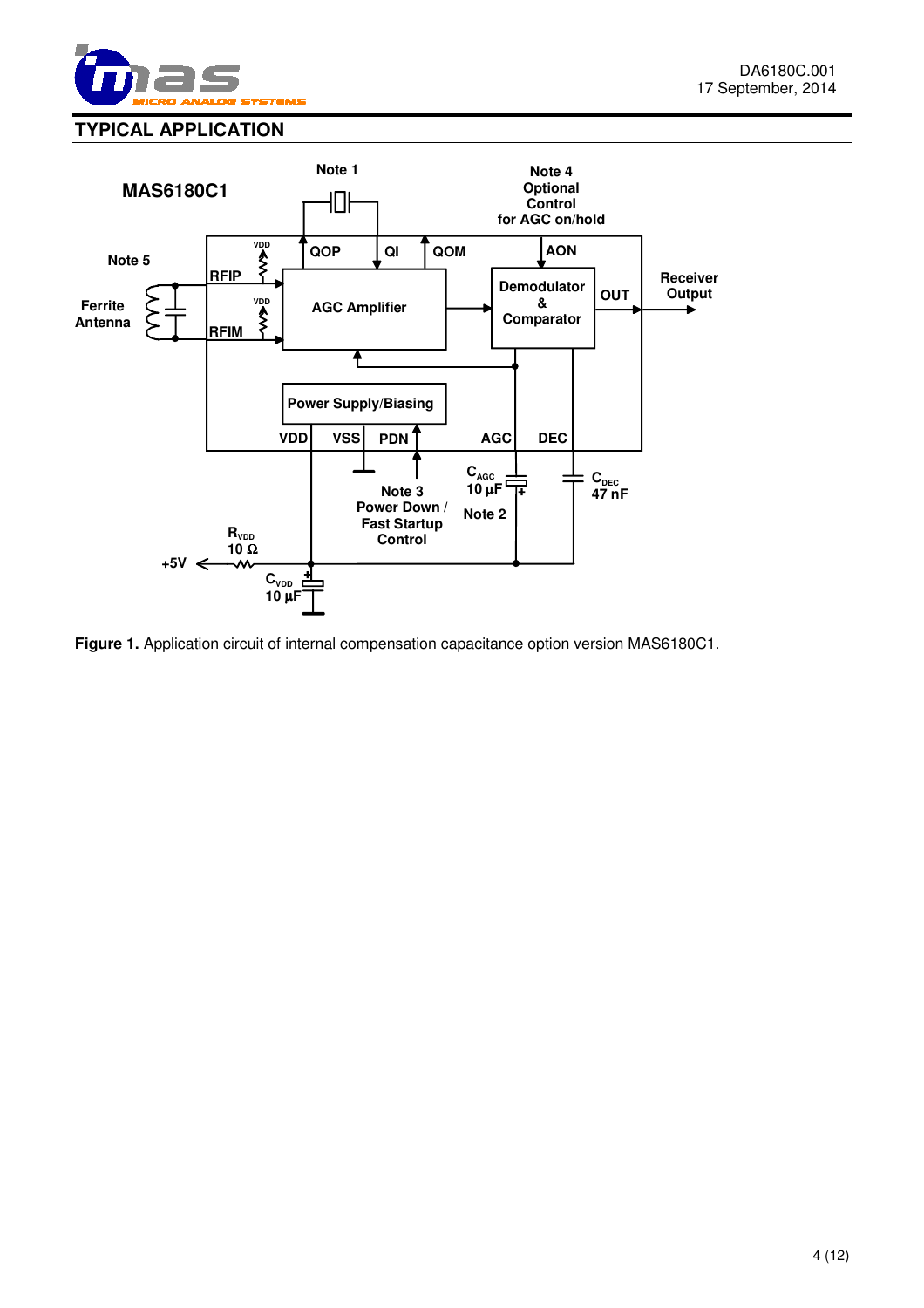## TYPICAL APPLICATION

**Figure 1.** Application circuit of internal compensation capacitance option version MAS6180C1.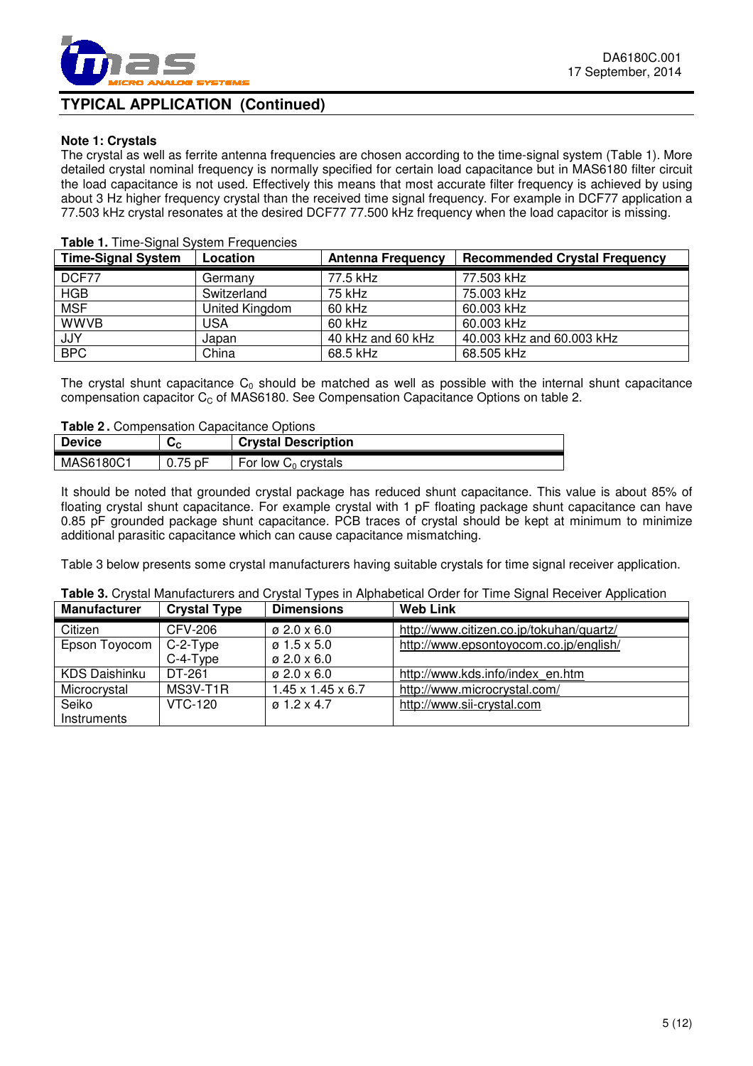## TYPICAL APPLICATION (Continued)

**Note 1: Crystals**

The crystal as well as ferrite antenna frequencies are chosen according to the time-signal system (Table 1). More detailed crystal nominal frequency is normally specified for certain load capacitance but in MAS6180 filter circuit the load capacitance is not used. Effectively this means that most accurate filter frequency is achieved by using about 3 Hz higher frequency crystal than the received time signal frequency. For example in DCF77 application a 77.503 kHz crystal resonates at the desired DCF77 77.500 kHz frequency when the load capacitor is missing.

**Table 1.** Time-Signal System Frequencies

| Time-Signal System | Location | Antenna Frequency | Recommended Crystal Frequency |
|---|---|---|---|
| DCF77 | Germany | 77.5 kHz | 77.503 kHz |
| HGB | Switzerland | 75 kHz | 75.003 kHz |
| MSF | United Kingdom | 60 kHz | 60.003 kHz |
| WWVB | USA | 60 kHz | 60.003 kHz |
| JJY | Japan | 40 kHz and 60 kHz | 40.003 kHz and 60.003 kHz |
| BPC | China | 68.5 kHz | 68.505 kHz |

The crystal shunt capacitance $C_0$ should be matched as well as possible with the internal shunt capacitance compensation capacitor $C_C$ of MAS6180. See Compensation Capacitance Options on table 2.

**Table 2.** Compensation Capacitance Options

| Device | $C_C$ | Crystal Description |
|---|---|---|
| MAS6180C1 | 0.75 pF | For low $C_0$ crystals |

It should be noted that grounded crystal package has reduced shunt capacitance. This value is about 85% of floating crystal shunt capacitance. For example crystal with 1 pF floating package shunt capacitance can have 0.85 pF grounded package shunt capacitance. PCB traces of crystal should be kept at minimum to minimize additional parasitic capacitance which can cause capacitance mismatching.

Table 3 below presents some crystal manufacturers having suitable crystals for time signal receiver application.

**Table 3.** Crystal Manufacturers and Crystal Types in Alphabetical Order for Time Signal Receiver Application

| Manufacturer | Crystal Type | Dimensions | Web Link |
|---|---|---|---|
| Citizen | CFV-206 | ø 2.0 x 6.0 | http://www.citizen.co.jp/tokuhan/quartz/ |
| Epson Toyocom | C-2-Type<br>C-4-Type | ø 1.5 x 5.0<br>ø 2.0 x 6.0 | http://www.epsontoyocom.co.jp/english/ |
| KDS Daishinku | DT-261 | ø 2.0 x 6.0 | http://www.kds.info/index_en.htm |
| Microcrystal | MS3V-T1R | 1.45 x 1.45 x 6.7 | http://www.microcrystal.com/ |
| Seiko Instruments | VTC-120 | ø 1.2 x 4.7 | http://www.sii-crystal.com |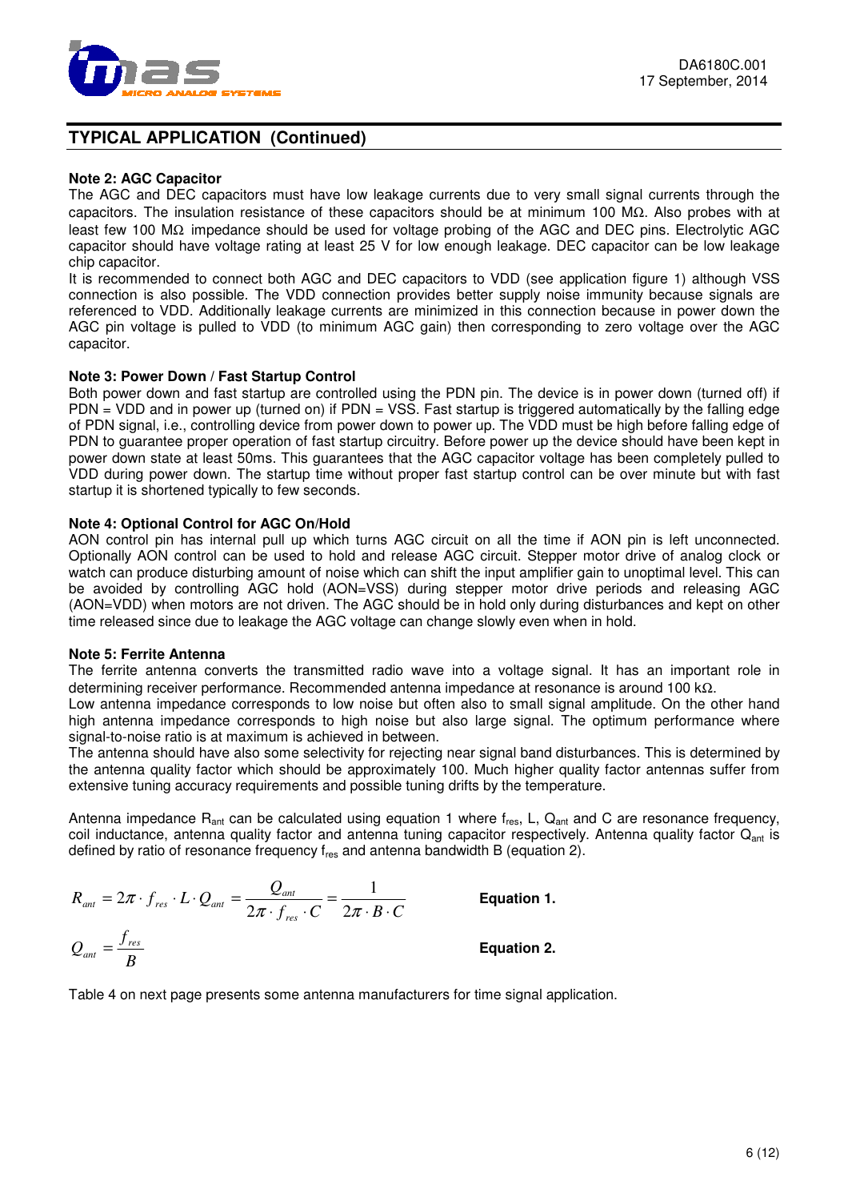## TYPICAL APPLICATION (Continued)

**Note 2: AGC Capacitor**

The AGC and DEC capacitors must have low leakage currents due to very small signal currents through the capacitors. The insulation resistance of these capacitors should be at minimum 100 MΩ. Also probes with at least few 100 MΩ impedance should be used for voltage probing of the AGC and DEC pins. Electrolytic AGC capacitor should have voltage rating at least 25 V for low enough leakage. DEC capacitor can be low leakage chip capacitor.

It is recommended to connect both AGC and DEC capacitors to VDD (see application figure 1) although VSS connection is also possible. The VDD connection provides better supply noise immunity because signals are referenced to VDD. Additionally leakage currents are minimized in this connection because in power down the AGC pin voltage is pulled to VDD (to minimum AGC gain) then corresponding to zero voltage over the AGC capacitor.

**Note 3: Power Down / Fast Startup Control**

Both power down and fast startup are controlled using the PDN pin. The device is in power down (turned off) if PDN = VDD and in power up (turned on) if PDN = VSS. Fast startup is triggered automatically by the falling edge of PDN signal, i.e., controlling device from power down to power up. The VDD must be high before falling edge of PDN to guarantee proper operation of fast startup circuitry. Before power up the device should have been kept in power down state at least 50ms. This guarantees that the AGC capacitor voltage has been completely pulled to VDD during power down. The startup time without proper fast startup control can be over minute but with fast startup it is shortened typically to few seconds.

**Note 4: Optional Control for AGC On/Hold**

AON control pin has internal pull up which turns AGC circuit on all the time if AON pin is left unconnected. Optionally AON control can be used to hold and release AGC circuit. Stepper motor drive of analog clock or watch can produce disturbing amount of noise which can shift the input amplifier gain to unoptimal level. This can be avoided by controlling AGC hold (AON=VSS) during stepper motor drive periods and releasing AGC (AON=VDD) when motors are not driven. The AGC should be in hold only during disturbances and kept on other time released since due to leakage the AGC voltage can change slowly even when in hold.

**Note 5: Ferrite Antenna**

The ferrite antenna converts the transmitted radio wave into a voltage signal. It has an important role in determining receiver performance. Recommended antenna impedance at resonance is around 100 kΩ.

Low antenna impedance corresponds to low noise but often also to small signal amplitude. On the other hand high antenna impedance corresponds to high noise but also large signal. The optimum performance where signal-to-noise ratio is at maximum is achieved in between.

The antenna should have also some selectivity for rejecting near signal band disturbances. This is determined by the antenna quality factor which should be approximately 100. Much higher quality factor antennas suffer from extensive tuning accuracy requirements and possible tuning drifts by the temperature.

Antenna impedance $R_{ant}$ can be calculated using equation 1 where $f_{res}$, L, $Q_{ant}$ and C are resonance frequency, coil inductance, antenna quality factor and antenna tuning capacitor respectively. Antenna quality factor $Q_{ant}$ is defined by ratio of resonance frequency $f_{res}$ and antenna bandwidth B (equation 2).

$$R_{ant} = 2\pi \cdot f_{res} \cdot L \cdot Q_{ant} = \frac{Q_{ant}}{2\pi \cdot f_{res} \cdot C} = \frac{1}{2\pi \cdot B \cdot C} \qquad \textbf{Equation 1.}$$

$$Q_{ant} = \frac{f_{res}}{B} \qquad \textbf{Equation 2.}$$

Table 4 on next page presents some antenna manufacturers for time signal application.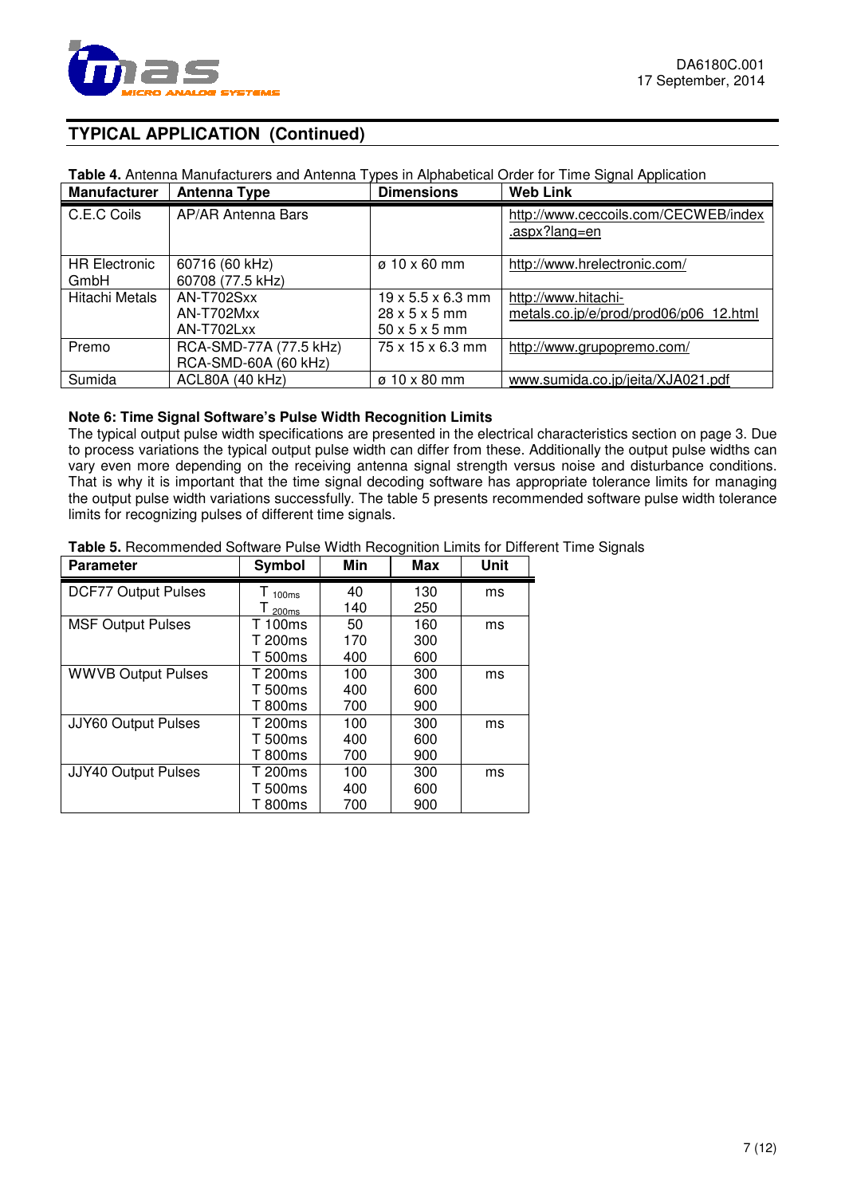## TYPICAL APPLICATION (Continued)

**Table 4.** Antenna Manufacturers and Antenna Types in Alphabetical Order for Time Signal Application

| Manufacturer | Antenna Type | Dimensions | Web Link |
|---|---|---|---|
| C.E.C Coils | AP/AR Antenna Bars | | http://www.ceccoils.com/CECWEB/index.aspx?lang=en |
| HR Electronic GmbH | 60716 (60 kHz)<br>60708 (77.5 kHz) | ø 10 x 60 mm | http://www.hrelectronic.com/ |
| Hitachi Metals | AN-T702Sxx<br>AN-T702Mxx<br>AN-T702Lxx | 19 x 5.5 x 6.3 mm<br>28 x 5 x 5 mm<br>50 x 5 x 5 mm | http://www.hitachi-metals.co.jp/e/prod/prod06/p06_12.html |
| Premo | RCA-SMD-77A (77.5 kHz)<br>RCA-SMD-60A (60 kHz) | 75 x 15 x 6.3 mm | http://www.grupopremo.com/ |
| Sumida | ACL80A (40 kHz) | ø 10 x 80 mm | www.sumida.co.jp/jeita/XJA021.pdf |

**Note 6: Time Signal Software's Pulse Width Recognition Limits**

The typical output pulse width specifications are presented in the electrical characteristics section on page 3. Due to process variations the typical output pulse width can differ from these. Additionally the output pulse widths can vary even more depending on the receiving antenna signal strength versus noise and disturbance conditions. That is why it is important that the time signal decoding software has appropriate tolerance limits for managing the output pulse width variations successfully. The table 5 presents recommended software pulse width tolerance limits for recognizing pulses of different time signals.

**Table 5.** Recommended Software Pulse Width Recognition Limits for Different Time Signals

| Parameter | Symbol | Min | Max | Unit |
|---|---|---|---|---|
| DCF77 Output Pulses | $T_{100ms}$<br>$T_{200ms}$ | 40<br>140 | 130<br>250 | ms |
| MSF Output Pulses | T 100ms<br>T 200ms<br>T 500ms | 50<br>170<br>400 | 160<br>300<br>600 | ms |
| WWVB Output Pulses | T 200ms<br>T 500ms<br>T 800ms | 100<br>400<br>700 | 300<br>600<br>900 | ms |
| JJY60 Output Pulses | T 200ms<br>T 500ms<br>T 800ms | 100<br>400<br>700 | 300<br>600<br>900 | ms |
| JJY40 Output Pulses | T 200ms<br>T 500ms<br>T 800ms | 100<br>400<br>700 | 300<br>600<br>900 | ms |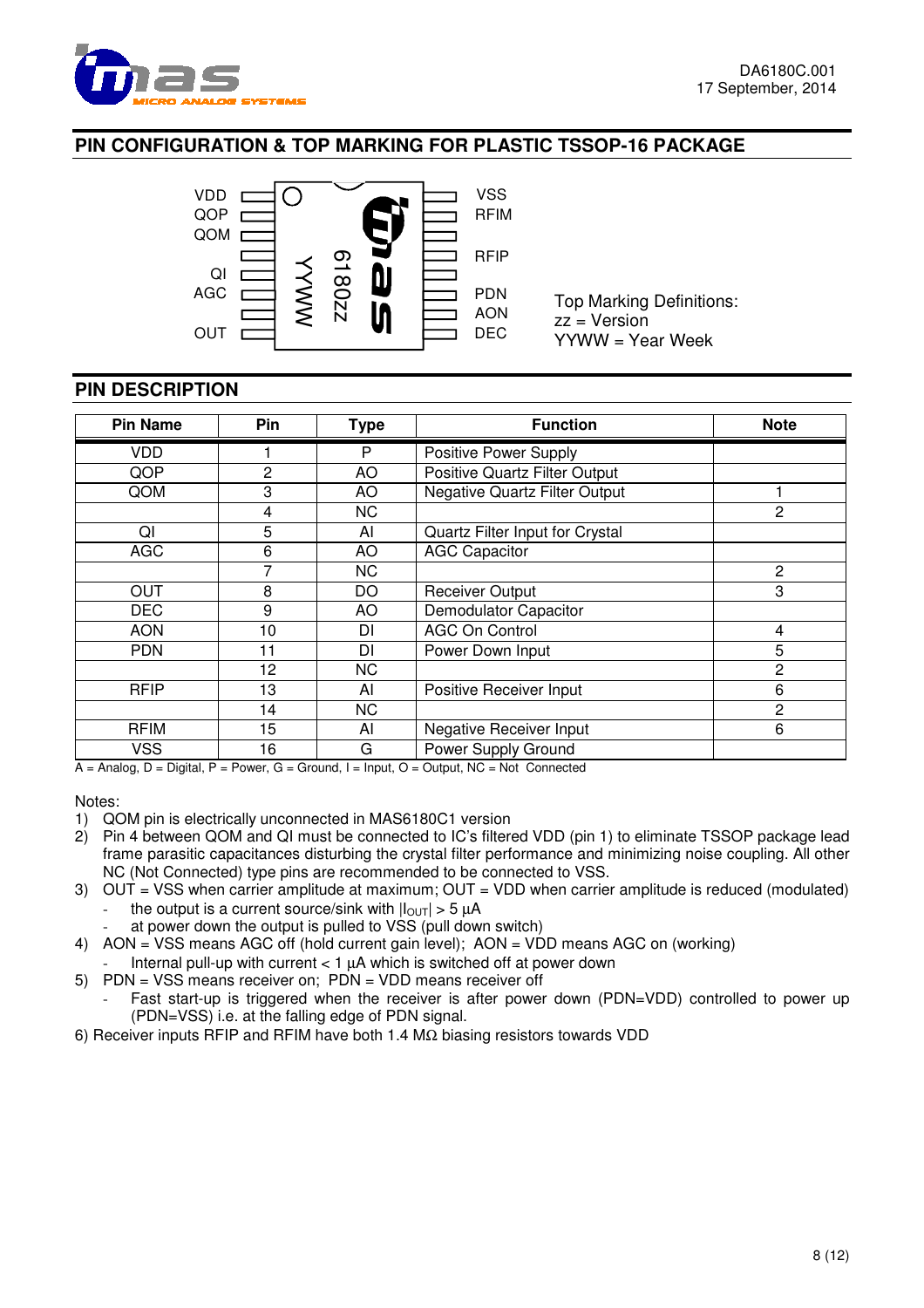## PIN CONFIGURATION & TOP MARKING FOR PLASTIC TSSOP-16 PACKAGE

| Left pins | Right pins |
|---|---|
| VDD | VSS |
| QOP | RFIM |
| QOM | |
| | RFIP |
| QI | |
| AGC | PDN |
| | AON |
| OUT | DEC |

Top Marking: YYWW, 6180zz

Top Marking Definitions:
zz = Version
YYWW = Year Week

## PIN DESCRIPTION

| Pin Name | Pin | Type | Function | Note |
|---|---|---|---|---|
| VDD | 1 | P | Positive Power Supply | |
| QOP | 2 | AO | Positive Quartz Filter Output | |
| QOM | 3 | AO | Negative Quartz Filter Output | 1 |
| | 4 | NC | | 2 |
| QI | 5 | AI | Quartz Filter Input for Crystal | |
| AGC | 6 | AO | AGC Capacitor | |
| | 7 | NC | | 2 |
| OUT | 8 | DO | Receiver Output | 3 |
| DEC | 9 | AO | Demodulator Capacitor | |
| AON | 10 | DI | AGC On Control | 4 |
| PDN | 11 | DI | Power Down Input | 5 |
| | 12 | NC | | 2 |
| RFIP | 13 | AI | Positive Receiver Input | 6 |
| | 14 | NC | | 2 |
| RFIM | 15 | AI | Negative Receiver Input | 6 |
| VSS | 16 | G | Power Supply Ground | |

A = Analog, D = Digital, P = Power, G = Ground, I = Input, O = Output, NC = Not Connected

Notes:

1) QOM pin is electrically unconnected in MAS6180C1 version
2) Pin 4 between QOM and QI must be connected to IC's filtered VDD (pin 1) to eliminate TSSOP package lead frame parasitic capacitances disturbing the crystal filter performance and minimizing noise coupling. All other NC (Not Connected) type pins are recommended to be connected to VSS.
3) OUT = VSS when carrier amplitude at maximum; OUT = VDD when carrier amplitude is reduced (modulated)
   - the output is a current source/sink with $|I_{OUT}| > 5\ \mu A$
   - at power down the output is pulled to VSS (pull down switch)
4) AON = VSS means AGC off (hold current gain level); AON = VDD means AGC on (working)
   - Internal pull-up with current < 1 µA which is switched off at power down
5) PDN = VSS means receiver on; PDN = VDD means receiver off
   - Fast start-up is triggered when the receiver is after power down (PDN=VDD) controlled to power up (PDN=VSS) i.e. at the falling edge of PDN signal.
6) Receiver inputs RFIP and RFIM have both 1.4 MΩ biasing resistors towards VDD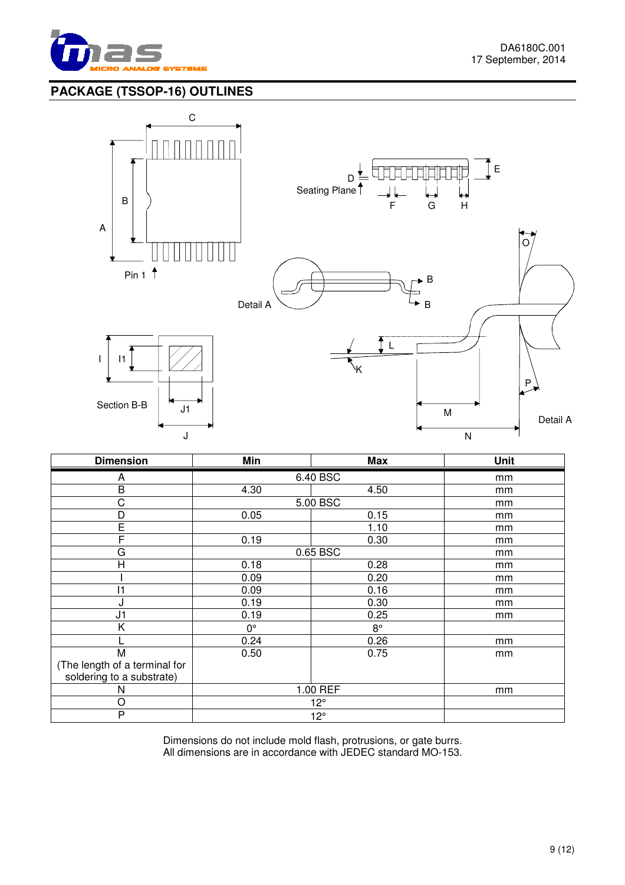## PACKAGE (TSSOP-16) OUTLINES

| Dimension | Min | Max | Unit |
|---|---|---|---|
| A | 6.40 BSC | | mm |
| B | 4.30 | 4.50 | mm |
| C | 5.00 BSC | | mm |
| D | 0.05 | 0.15 | mm |
| E | | 1.10 | mm |
| F | 0.19 | 0.30 | mm |
| G | 0.65 BSC | | mm |
| H | 0.18 | 0.28 | mm |
| I | 0.09 | 0.20 | mm |
| I1 | 0.09 | 0.16 | mm |
| J | 0.19 | 0.30 | mm |
| J1 | 0.19 | 0.25 | mm |
| K | 0° | 8° | |
| L | 0.24 | 0.26 | mm |
| M (The length of a terminal for soldering to a substrate) | 0.50 | 0.75 | mm |
| N | 1.00 REF | | mm |
| O | 12° | | |
| P | 12° | | |

Dimensions do not include mold flash, protrusions, or gate burrs.
All dimensions are in accordance with JEDEC standard MO-153.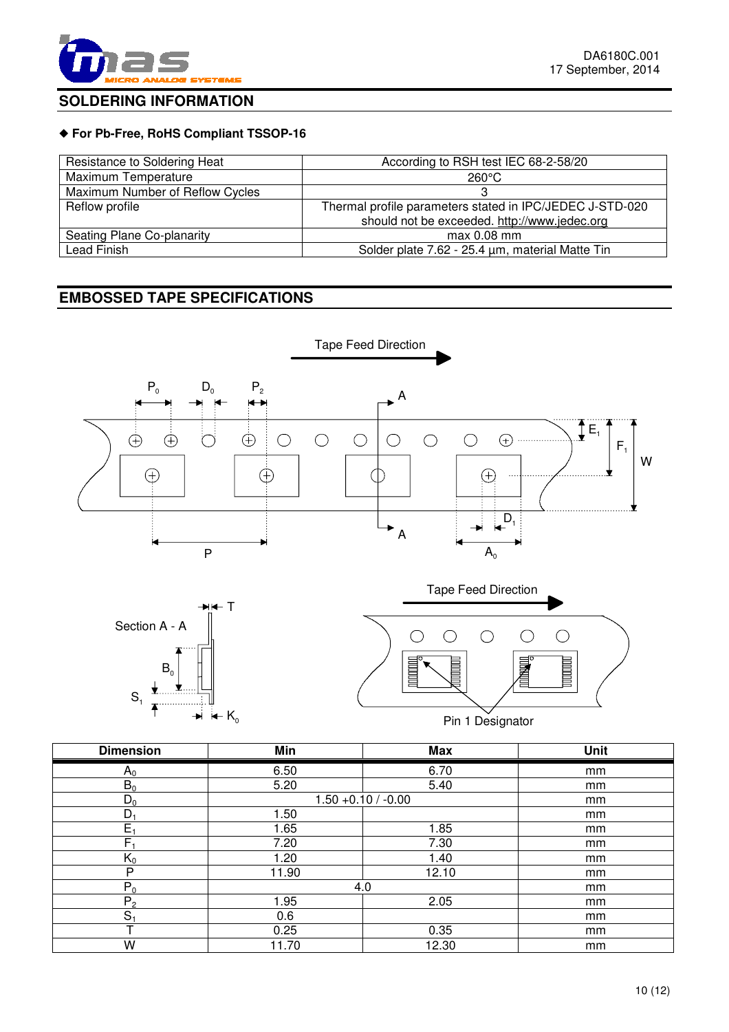## SOLDERING INFORMATION

◆ **For Pb-Free, RoHS Compliant TSSOP-16**

| | |
|---|---|
| Resistance to Soldering Heat | According to RSH test IEC 68-2-58/20 |
| Maximum Temperature | 260°C |
| Maximum Number of Reflow Cycles | 3 |
| Reflow profile | Thermal profile parameters stated in IPC/JEDEC J-STD-020 should not be exceeded. http://www.jedec.org |
| Seating Plane Co-planarity | max 0.08 mm |
| Lead Finish | Solder plate 7.62 - 25.4 µm, material Matte Tin |

## EMBOSSED TAPE SPECIFICATIONS

Tape Feed Direction

Section A - A

Tape Feed Direction

Pin 1 Designator

| Dimension | Min | Max | Unit |
|---|---|---|---|
| $A_0$ | 6.50 | 6.70 | mm |
| $B_0$ | 5.20 | 5.40 | mm |
| $D_0$ | 1.50 +0.10 / -0.00 | | mm |
| $D_1$ | 1.50 | | mm |
| $E_1$ | 1.65 | 1.85 | mm |
| $F_1$ | 7.20 | 7.30 | mm |
| $K_0$ | 1.20 | 1.40 | mm |
| P | 11.90 | 12.10 | mm |
| $P_0$ | 4.0 | | mm |
| $P_2$ | 1.95 | 2.05 | mm |
| $S_1$ | 0.6 | | mm |
| T | 0.25 | 0.35 | mm |
| W | 11.70 | 12.30 | mm |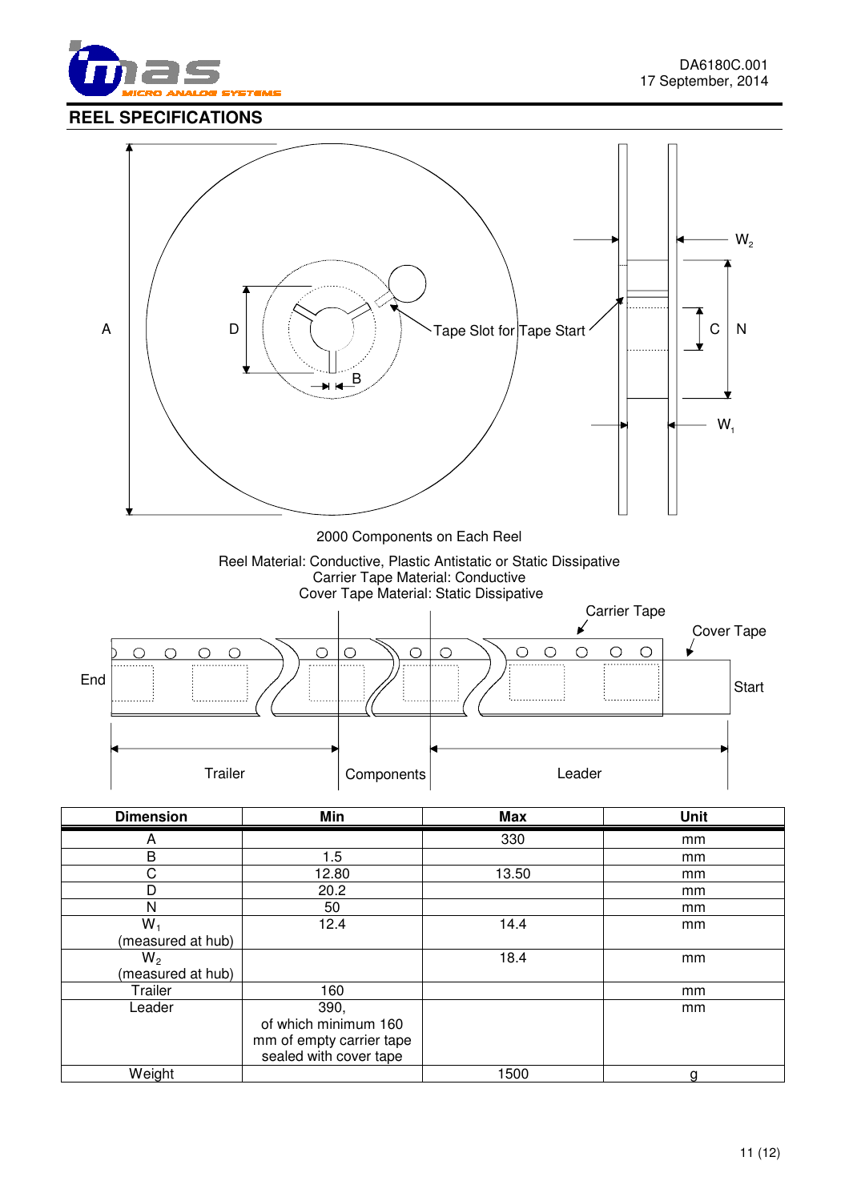## REEL SPECIFICATIONS

2000 Components on Each Reel

Reel Material: Conductive, Plastic Antistatic or Static Dissipative
Carrier Tape Material: Conductive
Cover Tape Material: Static Dissipative

| Dimension | Min | Max | Unit |
|---|---|---|---|
| A | | 330 | mm |
| B | 1.5 | | mm |
| C | 12.80 | 13.50 | mm |
| D | 20.2 | | mm |
| N | 50 | | mm |
| $W_1$ (measured at hub) | 12.4 | 14.4 | mm |
| $W_2$ (measured at hub) | | 18.4 | mm |
| Trailer | 160 | | mm |
| Leader | 390, of which minimum 160 mm of empty carrier tape sealed with cover tape | | mm |
| Weight | | 1500 | g |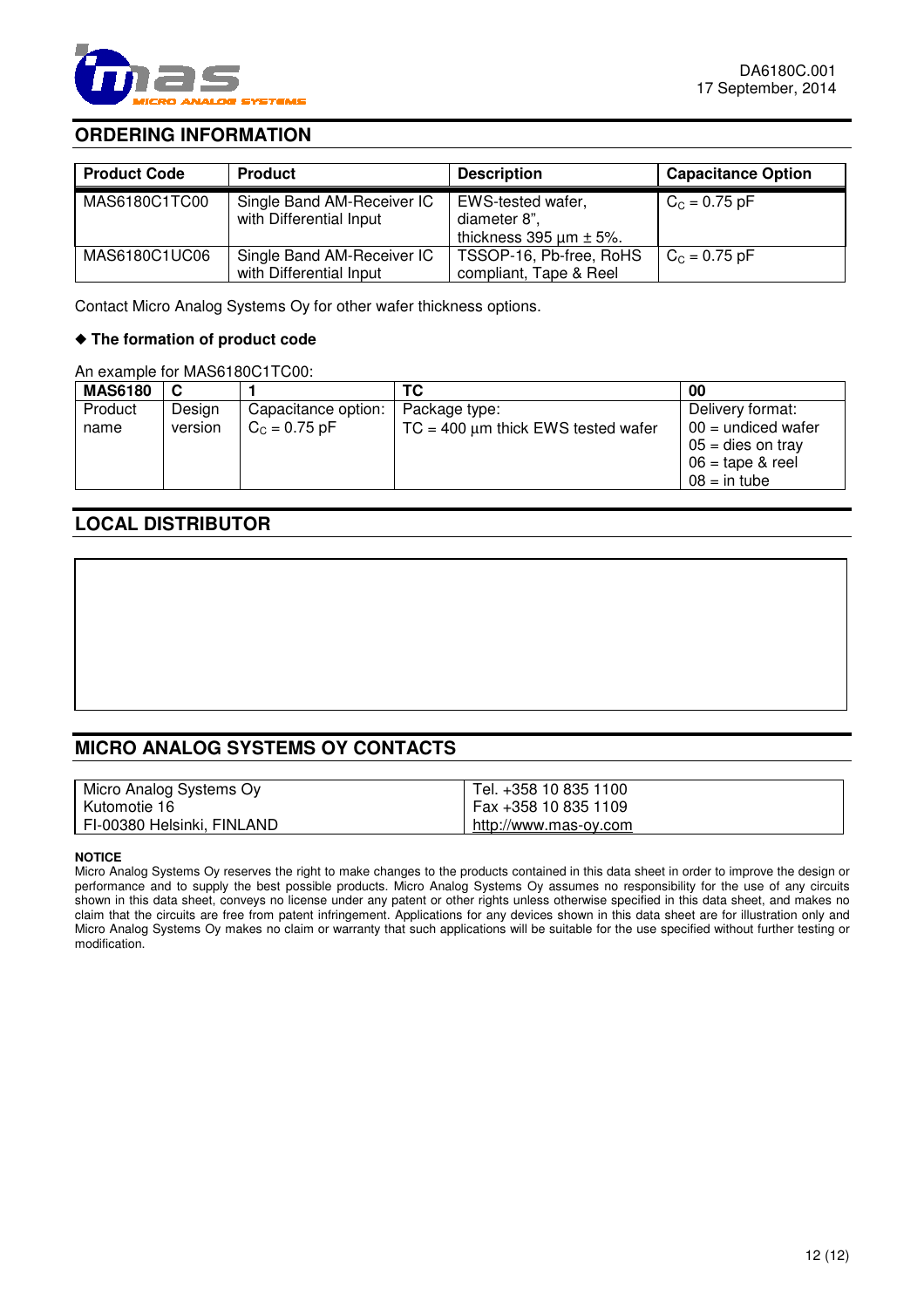## ORDERING INFORMATION

| Product Code | Product | Description | Capacitance Option |
|---|---|---|---|
| MAS6180C1TC00 | Single Band AM-Receiver IC with Differential Input | EWS-tested wafer, diameter 8", thickness 395 µm ± 5%. | $C_C$ = 0.75 pF |
| MAS6180C1UC06 | Single Band AM-Receiver IC with Differential Input | TSSOP-16, Pb-free, RoHS compliant, Tape & Reel | $C_C$ = 0.75 pF |

Contact Micro Analog Systems Oy for other wafer thickness options.

### ◆ The formation of product code

An example for MAS6180C1TC00:

| MAS6180 | C | 1 | TC | 00 |
|---|---|---|---|---|
| Product name | Design version | Capacitance option: $C_C$ = 0.75 pF | Package type: TC = 400 µm thick EWS tested wafer | Delivery format: 00 = undiced wafer 05 = dies on tray 06 = tape & reel 08 = in tube |

## LOCAL DISTRIBUTOR

## MICRO ANALOG SYSTEMS OY CONTACTS

| | |
|---|---|
| Micro Analog Systems Oy<br>Kutomotie 16<br>FI-00380 Helsinki, FINLAND | Tel. +358 10 835 1100<br>Fax +358 10 835 1109<br>http://www.mas-oy.com |

**NOTICE**

Micro Analog Systems Oy reserves the right to make changes to the products contained in this data sheet in order to improve the design or performance and to supply the best possible products. Micro Analog Systems Oy assumes no responsibility for the use of any circuits shown in this data sheet, conveys no license under any patent or other rights unless otherwise specified in this data sheet, and makes no claim that the circuits are free from patent infringement. Applications for any devices shown in this data sheet are for illustration only and Micro Analog Systems Oy makes no claim or warranty that such applications will be suitable for the use specified without further testing or modification.